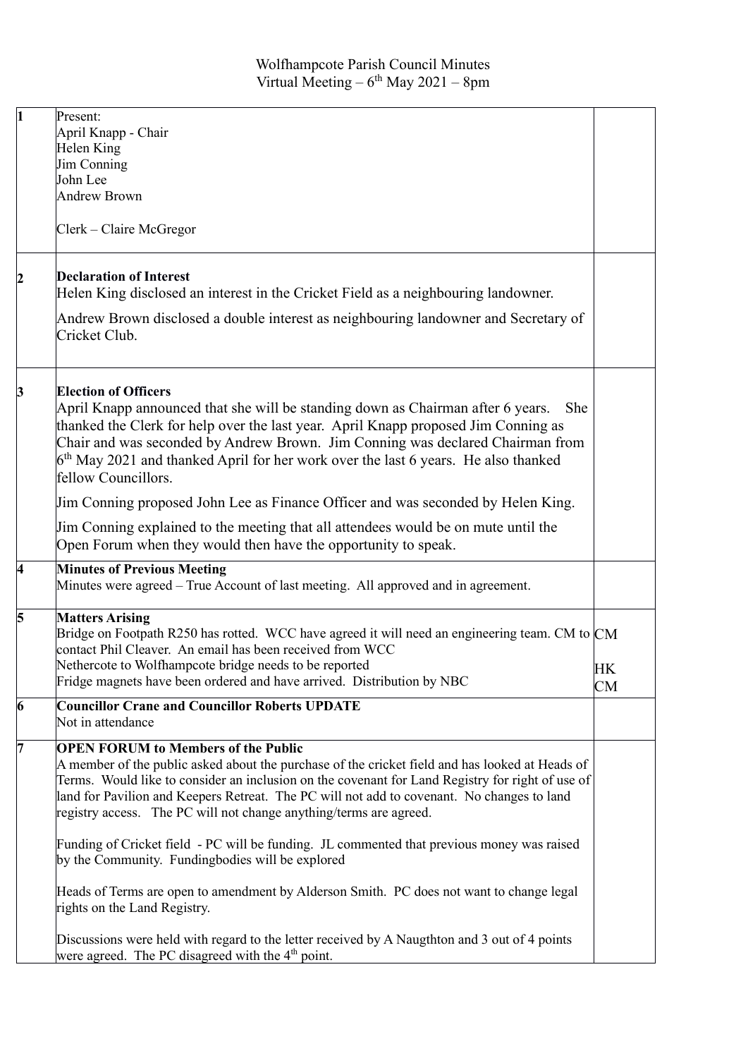# Wolfhampcote Parish Council Minutes
## Virtual Meeting – 6th May 2021 – 8pm

| | | |
|---|---|---|
| 1 | Present:<br>April Knapp - Chair<br>Helen King<br>Jim Conning<br>John Lee<br>Andrew Brown<br><br>Clerk – Claire McGregor | |
| 2 | **Declaration of Interest**<br>Helen King disclosed an interest in the Cricket Field as a neighbouring landowner.<br><br>Andrew Brown disclosed a double interest as neighbouring landowner and Secretary of Cricket Club. | |
| 3 | **Election of Officers**<br>April Knapp announced that she will be standing down as Chairman after 6 years. She thanked the Clerk for help over the last year. April Knapp proposed Jim Conning as Chair and was seconded by Andrew Brown. Jim Conning was declared Chairman from 6th May 2021 and thanked April for her work over the last 6 years. He also thanked fellow Councillors.<br><br>Jim Conning proposed John Lee as Finance Officer and was seconded by Helen King.<br><br>Jim Conning explained to the meeting that all attendees would be on mute until the Open Forum when they would then have the opportunity to speak. | |
| 4 | **Minutes of Previous Meeting**<br>Minutes were agreed – True Account of last meeting. All approved and in agreement. | |
| 5 | **Matters Arising**<br>Bridge on Footpath R250 has rotted. WCC have agreed it will need an engineering team. CM to contact Phil Cleaver. An email has been received from WCC<br>Nethercote to Wolfhampcote bridge needs to be reported<br>Fridge magnets have been ordered and have arrived. Distribution by NBC | CM<br><br>HK<br>CM |
| 6 | **Councillor Crane and Councillor Roberts UPDATE**<br>Not in attendance | |
| 7 | **OPEN FORUM to Members of the Public**<br>A member of the public asked about the purchase of the cricket field and has looked at Heads of Terms. Would like to consider an inclusion on the covenant for Land Registry for right of use of land for Pavilion and Keepers Retreat. The PC will not add to covenant. No changes to land registry access. The PC will not change anything/terms are agreed.<br><br>Funding of Cricket field - PC will be funding. JL commented that previous money was raised by the Community. Fundingbodies will be explored<br><br>Heads of Terms are open to amendment by Alderson Smith. PC does not want to change legal rights on the Land Registry.<br><br>Discussions were held with regard to the letter received by A Naugthton and 3 out of 4 points were agreed. The PC disagreed with the 4th point. | |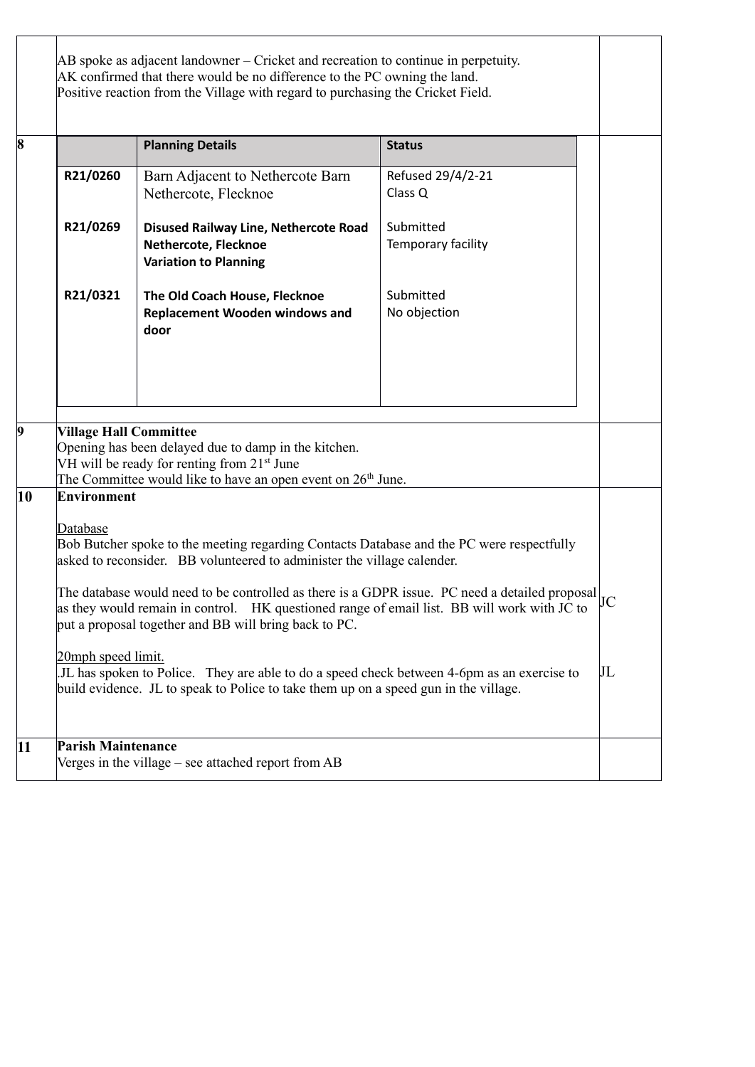| | | |
|---|---|---|
| | AB spoke as adjacent landowner – Cricket and recreation to continue in perpetuity.<br>AK confirmed that there would be no difference to the PC owning the land.<br>Positive reaction from the Village with regard to purchasing the Cricket Field. | |
| **8** | (see planning table below) | |
| **9** | **Village Hall Committee**<br>Opening has been delayed due to damp in the kitchen.<br>VH will be ready for renting from 21st June<br>The Committee would like to have an open event on 26th June. | |
| **10** | **Environment**<br><br>Database<br>Bob Butcher spoke to the meeting regarding Contacts Database and the PC were respectfully asked to reconsider. BB volunteered to administer the village calender.<br><br>The database would need to be controlled as there is a GDPR issue. PC need a detailed proposal as they would remain in control. HK questioned range of email list. BB will work with JC to put a proposal together and BB will bring back to PC.<br><br>20mph speed limit.<br>.JL has spoken to Police. They are able to do a speed check between 4-6pm as an exercise to build evidence. JL to speak to Police to take them up on a speed gun in the village. | JC<br><br>JL |
| **11** | **Parish Maintenance**<br>Verges in the village – see attached report from AB | |

| | **Planning Details** | **Status** |
|---|---|---|
| **R21/0260** | Barn Adjacent to Nethercote Barn<br>Nethercote, Flecknoe | Refused 29/4/2-21<br>Class Q |
| **R21/0269** | **Disused Railway Line, Nethercote Road**<br>**Nethercote, Flecknoe**<br>**Variation to Planning** | Submitted<br>Temporary facility |
| **R21/0321** | **The Old Coach House, Flecknoe**<br>**Replacement Wooden windows and door** | Submitted<br>No objection |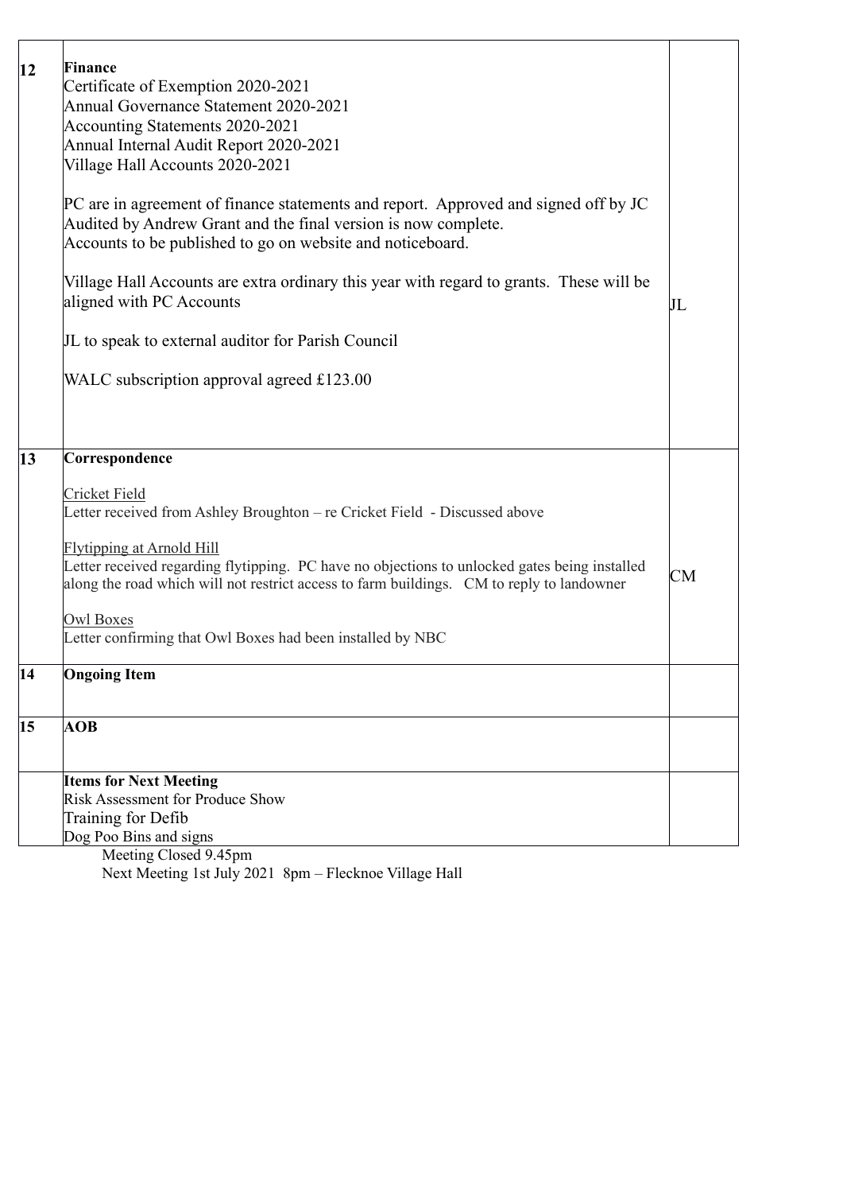| | | |
|---|---|---|
| **12** | **Finance**<br>Certificate of Exemption 2020-2021<br>Annual Governance Statement 2020-2021<br>Accounting Statements 2020-2021<br>Annual Internal Audit Report 2020-2021<br>Village Hall Accounts 2020-2021<br><br>PC are in agreement of finance statements and report. Approved and signed off by JC<br>Audited by Andrew Grant and the final version is now complete.<br>Accounts to be published to go on website and noticeboard.<br><br>Village Hall Accounts are extra ordinary this year with regard to grants. These will be aligned with PC Accounts<br><br>JL to speak to external auditor for Parish Council<br><br>WALC subscription approval agreed £123.00 | JL |
| **13** | **Correspondence**<br><br>Cricket Field<br>Letter received from Ashley Broughton – re Cricket Field - Discussed above<br><br>Flytipping at Arnold Hill<br>Letter received regarding flytipping. PC have no objections to unlocked gates being installed along the road which will not restrict access to farm buildings. CM to reply to landowner<br><br>Owl Boxes<br>Letter confirming that Owl Boxes had been installed by NBC | CM |
| **14** | **Ongoing Item** | |
| **15** | **AOB** | |
| | **Items for Next Meeting**<br>Risk Assessment for Produce Show<br>Training for Defib<br>Dog Poo Bins and signs | |

Meeting Closed 9.45pm

Next Meeting 1st July 2021 8pm – Flecknoe Village Hall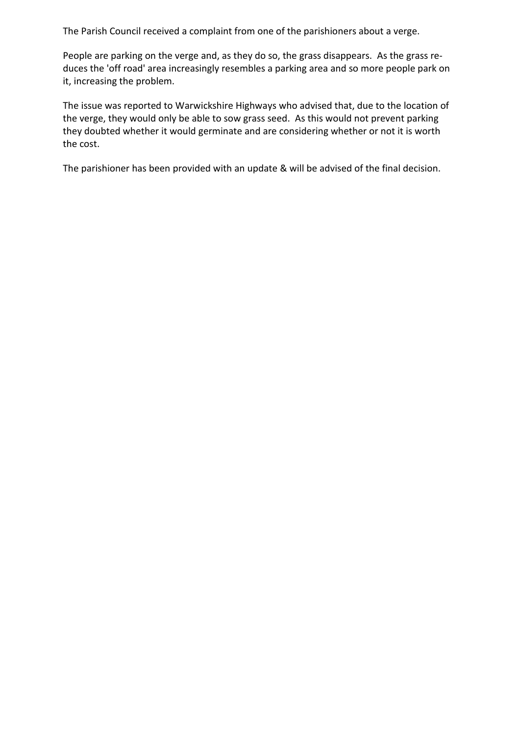The Parish Council received a complaint from one of the parishioners about a verge.

People are parking on the verge and, as they do so, the grass disappears. As the grass reduces the 'off road' area increasingly resembles a parking area and so more people park on it, increasing the problem.

The issue was reported to Warwickshire Highways who advised that, due to the location of the verge, they would only be able to sow grass seed. As this would not prevent parking they doubted whether it would germinate and are considering whether or not it is worth the cost.

The parishioner has been provided with an update & will be advised of the final decision.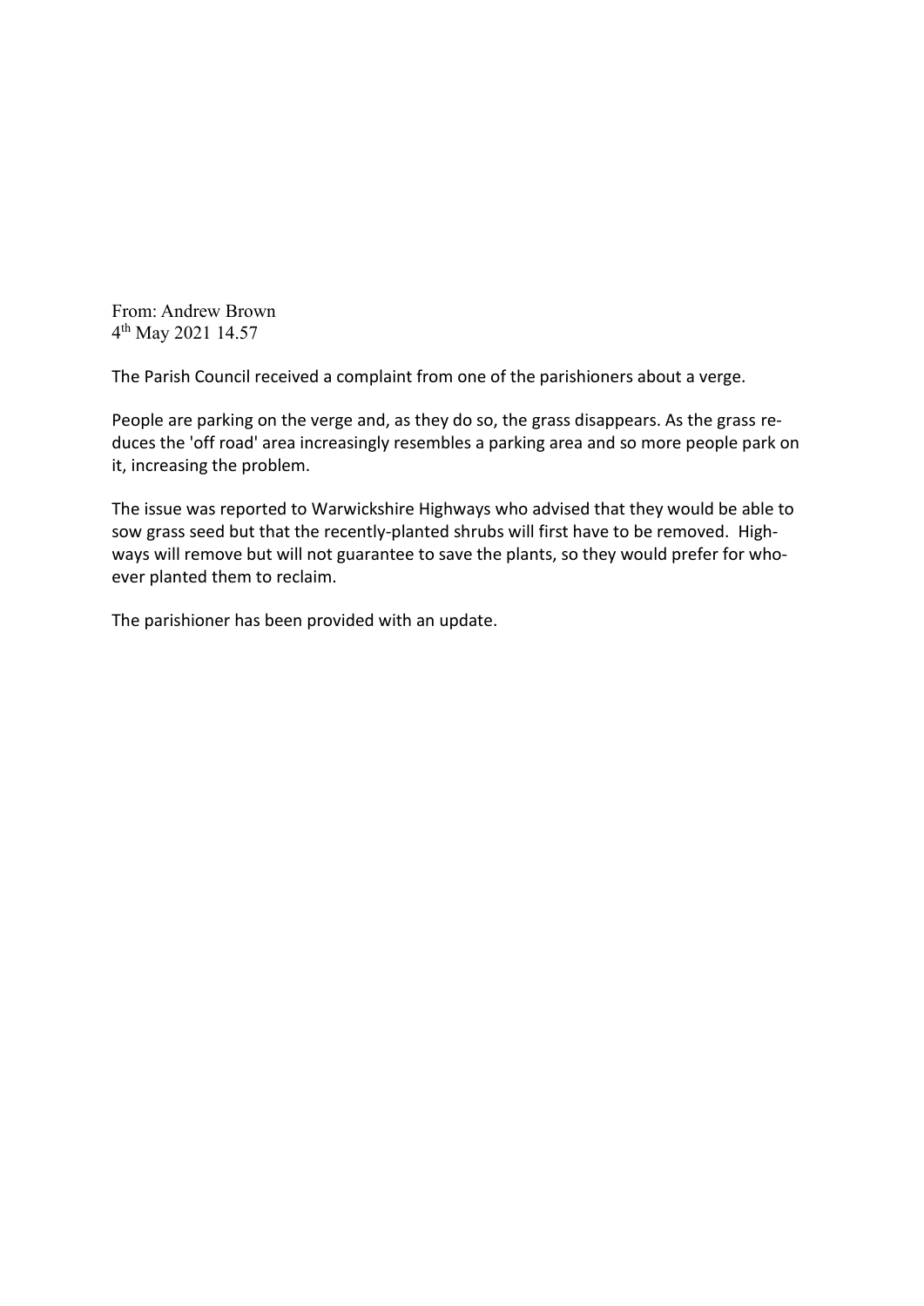From: Andrew Brown
4th May 2021 14.57

The Parish Council received a complaint from one of the parishioners about a verge.

People are parking on the verge and, as they do so, the grass disappears. As the grass reduces the 'off road' area increasingly resembles a parking area and so more people park on it, increasing the problem.

The issue was reported to Warwickshire Highways who advised that they would be able to sow grass seed but that the recently-planted shrubs will first have to be removed. Highways will remove but will not guarantee to save the plants, so they would prefer for whoever planted them to reclaim.

The parishioner has been provided with an update.